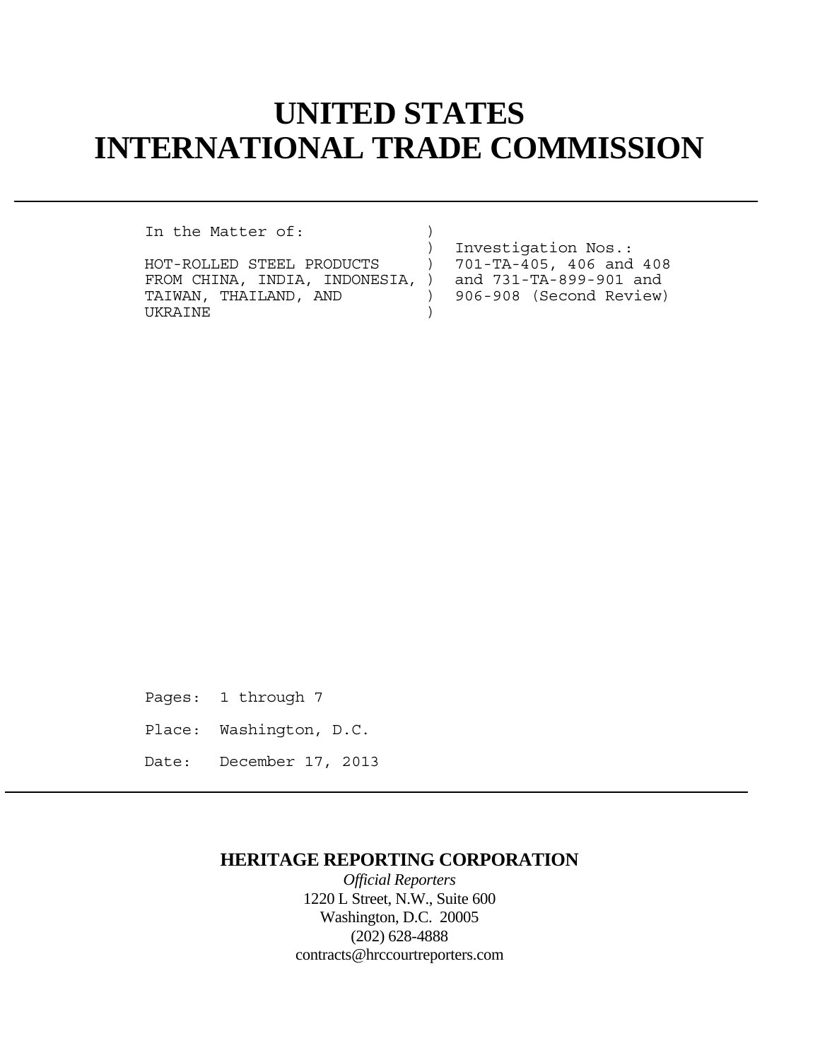# UNITED STATES INTERNATIONAL TRADE COMMISSION

```
In the Matter of:              )
                               )  Investigation Nos.:
HOT-ROLLED STEEL PRODUCTS      )  701-TA-405, 406 and 408
FROM CHINA, INDIA, INDONESIA,  )  and 731-TA-899-901 and
TAIWAN, THAILAND, AND          )  906-908 (Second Review)
UKRAINE                        )
```

Pages: 1 through 7

Place: Washington, D.C.

Date: December 17, 2013

**HERITAGE REPORTING CORPORATION**

*Official Reporters*

1220 L Street, N.W., Suite 600

Washington, D.C. 20005

(202) 628-4888

contracts@hrccourtreporters.com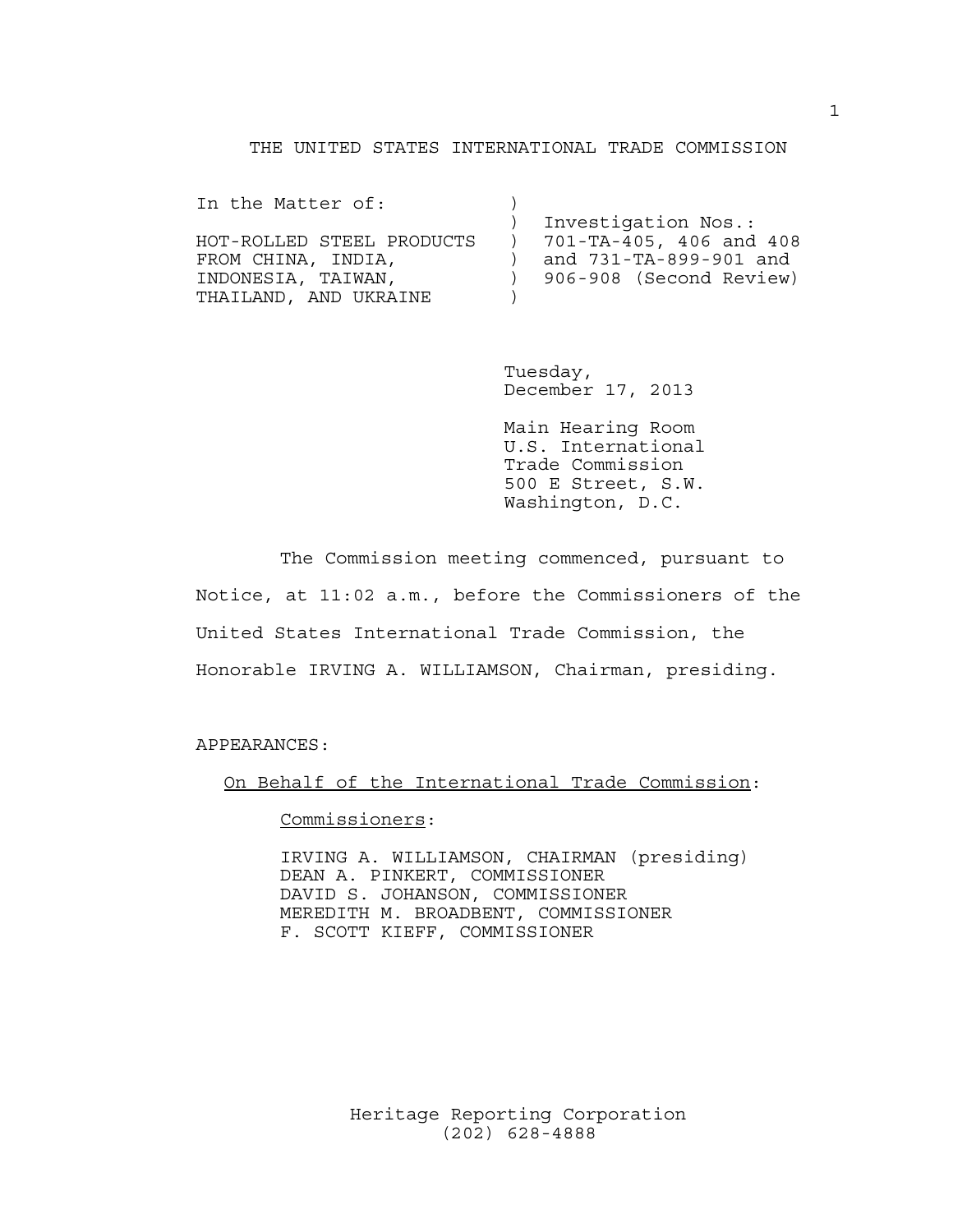THE UNITED STATES INTERNATIONAL TRADE COMMISSION

| In the Matter of: | ) | |
|---|---|---|
| | ) | Investigation Nos.: |
| HOT-ROLLED STEEL PRODUCTS | ) | 701-TA-405, 406 and 408 |
| FROM CHINA, INDIA, | ) | and 731-TA-899-901 and |
| INDONESIA, TAIWAN, | ) | 906-908 (Second Review) |
| THAILAND, AND UKRAINE | ) | |

Tuesday,
December 17, 2013

Main Hearing Room
U.S. International
Trade Commission
500 E Street, S.W.
Washington, D.C.

The Commission meeting commenced, pursuant to Notice, at 11:02 a.m., before the Commissioners of the United States International Trade Commission, the Honorable IRVING A. WILLIAMSON, Chairman, presiding.

APPEARANCES:

On Behalf of the International Trade Commission:

Commissioners:

IRVING A. WILLIAMSON, CHAIRMAN (presiding)
DEAN A. PINKERT, COMMISSIONER
DAVID S. JOHANSON, COMMISSIONER
MEREDITH M. BROADBENT, COMMISSIONER
F. SCOTT KIEFF, COMMISSIONER

Heritage Reporting Corporation
(202) 628-4888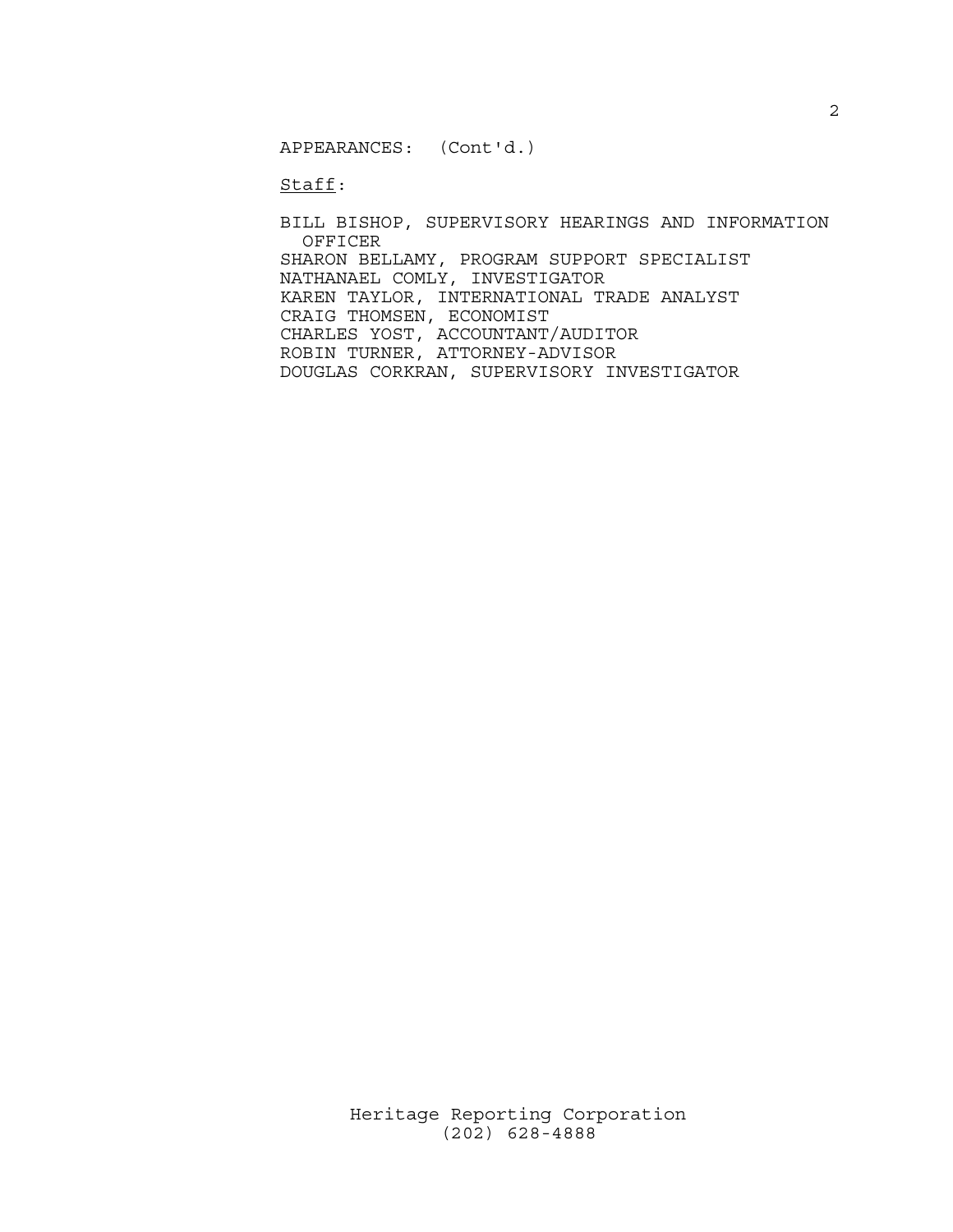APPEARANCES: (Cont'd.)

Staff:

BILL BISHOP, SUPERVISORY HEARINGS AND INFORMATION OFFICER
SHARON BELLAMY, PROGRAM SUPPORT SPECIALIST
NATHANAEL COMLY, INVESTIGATOR
KAREN TAYLOR, INTERNATIONAL TRADE ANALYST
CRAIG THOMSEN, ECONOMIST
CHARLES YOST, ACCOUNTANT/AUDITOR
ROBIN TURNER, ATTORNEY-ADVISOR
DOUGLAS CORKRAN, SUPERVISORY INVESTIGATOR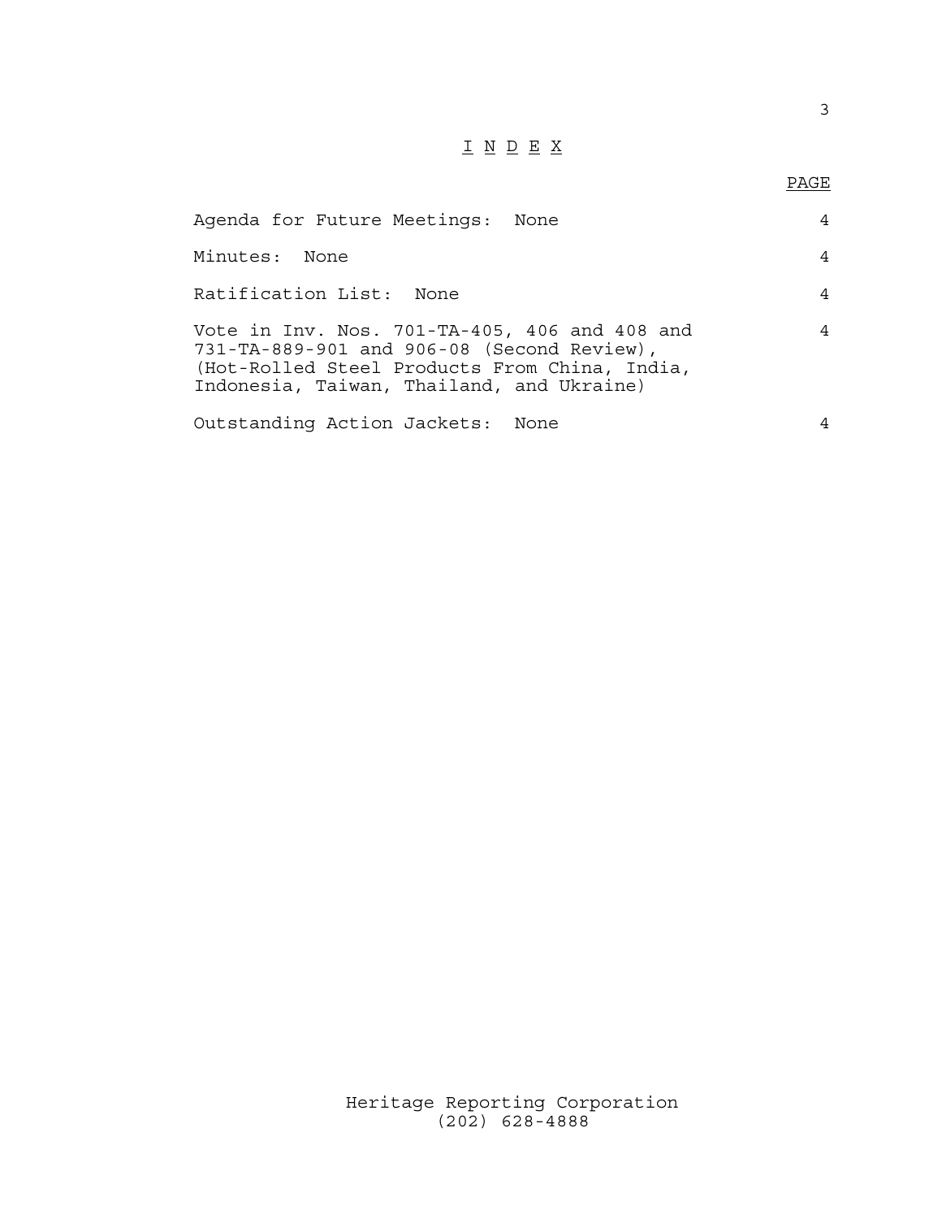# I N D E X

| | PAGE |
|---|---|
| Agenda for Future Meetings: None | 4 |
| Minutes: None | 4 |
| Ratification List: None | 4 |
| Vote in Inv. Nos. 701-TA-405, 406 and 408 and 731-TA-889-901 and 906-08 (Second Review), (Hot-Rolled Steel Products From China, India, Indonesia, Taiwan, Thailand, and Ukraine) | 4 |
| Outstanding Action Jackets: None | 4 |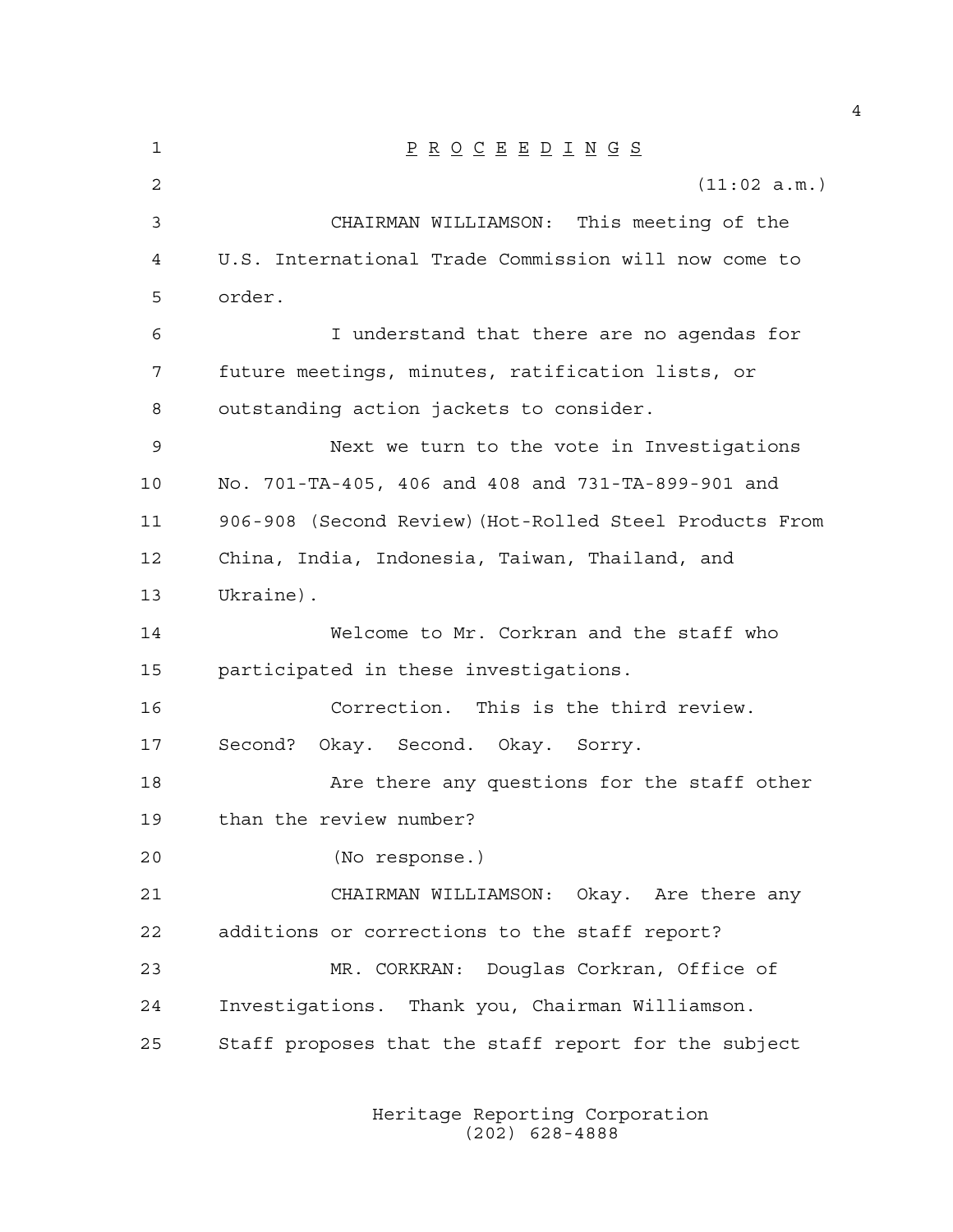P R O C E E D I N G S

(11:02 a.m.)

CHAIRMAN WILLIAMSON: This meeting of the U.S. International Trade Commission will now come to order.

I understand that there are no agendas for future meetings, minutes, ratification lists, or outstanding action jackets to consider.

Next we turn to the vote in Investigations No. 701-TA-405, 406 and 408 and 731-TA-899-901 and 906-908 (Second Review)(Hot-Rolled Steel Products From China, India, Indonesia, Taiwan, Thailand, and Ukraine).

Welcome to Mr. Corkran and the staff who participated in these investigations.

Correction. This is the third review. Second? Okay. Second. Okay. Sorry.

Are there any questions for the staff other than the review number?

(No response.)

CHAIRMAN WILLIAMSON: Okay. Are there any additions or corrections to the staff report?

MR. CORKRAN: Douglas Corkran, Office of Investigations. Thank you, Chairman Williamson. Staff proposes that the staff report for the subject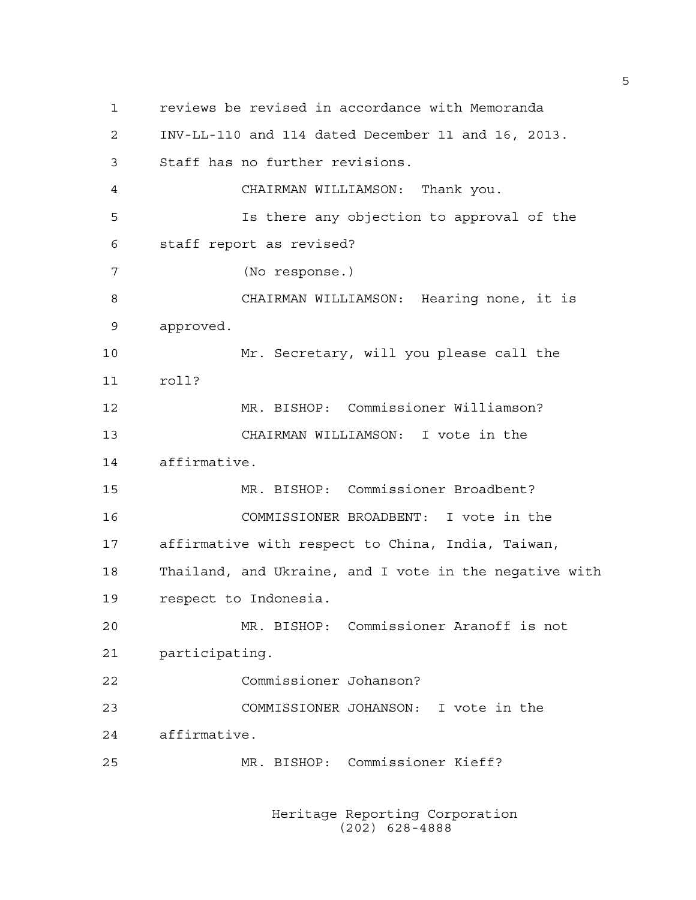reviews be revised in accordance with Memoranda INV-LL-110 and 114 dated December 11 and 16, 2013. Staff has no further revisions.

CHAIRMAN WILLIAMSON: Thank you.

Is there any objection to approval of the staff report as revised?

(No response.)

CHAIRMAN WILLIAMSON: Hearing none, it is approved.

Mr. Secretary, will you please call the roll?

MR. BISHOP: Commissioner Williamson?

CHAIRMAN WILLIAMSON: I vote in the affirmative.

MR. BISHOP: Commissioner Broadbent?

COMMISSIONER BROADBENT: I vote in the affirmative with respect to China, India, Taiwan, Thailand, and Ukraine, and I vote in the negative with respect to Indonesia.

MR. BISHOP: Commissioner Aranoff is not participating.

Commissioner Johanson?

COMMISSIONER JOHANSON: I vote in the affirmative.

MR. BISHOP: Commissioner Kieff?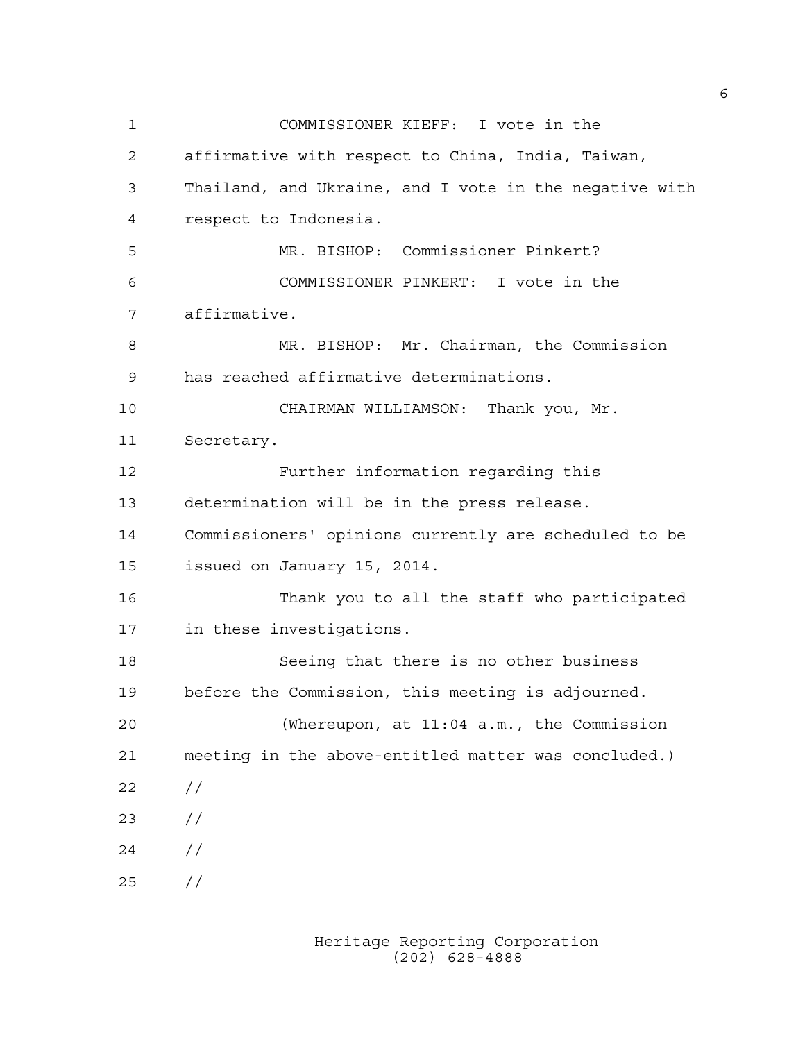COMMISSIONER KIEFF: I vote in the affirmative with respect to China, India, Taiwan, Thailand, and Ukraine, and I vote in the negative with respect to Indonesia.

MR. BISHOP: Commissioner Pinkert?

COMMISSIONER PINKERT: I vote in the affirmative.

MR. BISHOP: Mr. Chairman, the Commission has reached affirmative determinations.

CHAIRMAN WILLIAMSON: Thank you, Mr. Secretary.

Further information regarding this determination will be in the press release. Commissioners' opinions currently are scheduled to be issued on January 15, 2014.

Thank you to all the staff who participated in these investigations.

Seeing that there is no other business before the Commission, this meeting is adjourned.

(Whereupon, at 11:04 a.m., the Commission meeting in the above-entitled matter was concluded.)

//

//

//

//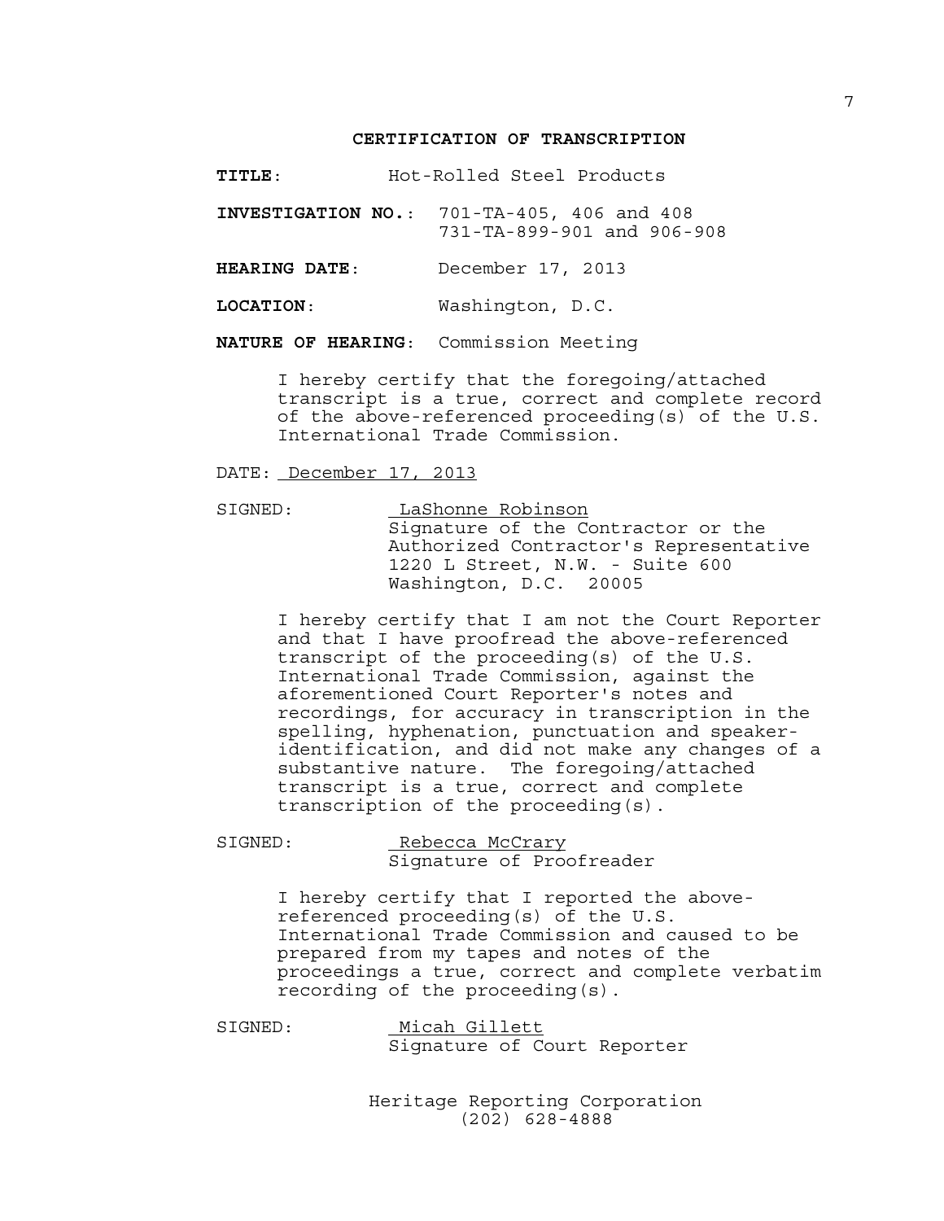## CERTIFICATION OF TRANSCRIPTION

**TITLE**: Hot-Rolled Steel Products

**INVESTIGATION NO.**: 701-TA-405, 406 and 408
731-TA-899-901 and 906-908

**HEARING DATE**: December 17, 2013

**LOCATION**: Washington, D.C.

**NATURE OF HEARING**: Commission Meeting

I hereby certify that the foregoing/attached transcript is a true, correct and complete record of the above-referenced proceeding(s) of the U.S. International Trade Commission.

DATE: December 17, 2013

SIGNED: LaShonne Robinson
Signature of the Contractor or the Authorized Contractor's Representative
1220 L Street, N.W. - Suite 600
Washington, D.C. 20005

I hereby certify that I am not the Court Reporter and that I have proofread the above-referenced transcript of the proceeding(s) of the U.S. International Trade Commission, against the aforementioned Court Reporter's notes and recordings, for accuracy in transcription in the spelling, hyphenation, punctuation and speaker-identification, and did not make any changes of a substantive nature. The foregoing/attached transcript is a true, correct and complete transcription of the proceeding(s).

SIGNED: Rebecca McCrary
Signature of Proofreader

I hereby certify that I reported the above-referenced proceeding(s) of the U.S. International Trade Commission and caused to be prepared from my tapes and notes of the proceedings a true, correct and complete verbatim recording of the proceeding(s).

SIGNED: Micah Gillett
Signature of Court Reporter